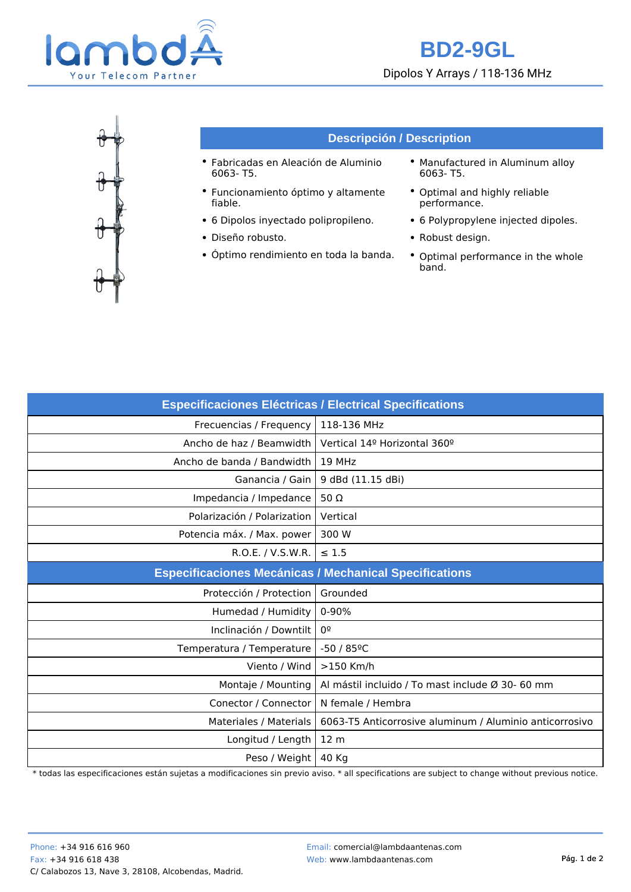# BD2-9GL

Dipolos Y Arrays / 118-136 MHz

## Descripción / Description

- Fabricadas en Aleación de Aluminio 6063- T5.
- Funcionamiento óptimo y altamente fiable.
- 6 Dipolos inyectado polipropileno.
- Diseño robusto.
- Óptimo rendimiento en toda la banda.

- Manufactured in Aluminum alloy 6063- T5.
- Optimal and highly reliable performance.
- 6 Polypropylene injected dipoles.
- Robust design.
- Optimal performance in the whole band.

| Especificaciones Eléctricas / Electrical Specifications | |
|---:|---|
| Frecuencias / Frequency | 118-136 MHz |
| Ancho de haz / Beamwidth | Vertical 14º Horizontal 360º |
| Ancho de banda / Bandwidth | 19 MHz |
| Ganancia / Gain | 9 dBd (11.15 dBi) |
| Impedancia / Impedance | 50 Ω |
| Polarización / Polarization | Vertical |
| Potencia máx. / Max. power | 300 W |
| R.O.E. / V.S.W.R. | ≤ 1.5 |
| **Especificaciones Mecánicas / Mechanical Specifications** | |
| Protección / Protection | Grounded |
| Humedad / Humidity | 0-90% |
| Inclinación / Downtilt | 0º |
| Temperatura / Temperature | -50 / 85ºC |
| Viento / Wind | >150 Km/h |
| Montaje / Mounting | Al mástil incluido / To mast include Ø 30- 60 mm |
| Conector / Connector | N female / Hembra |
| Materiales / Materials | 6063-T5 Anticorrosive aluminum / Aluminio anticorrosivo |
| Longitud / Length | 12 m |
| Peso / Weight | 40 Kg |

* todas las especificaciones están sujetas a modificaciones sin previo aviso. * all specifications are subject to change without previous notice.

Phone: +34 916 616 960
Fax: +34 916 618 438
C/ Calabozos 13, Nave 3, 28108, Alcobendas, Madrid.

Email: comercial@lambdaantenas.com
Web: www.lambdaantenas.com